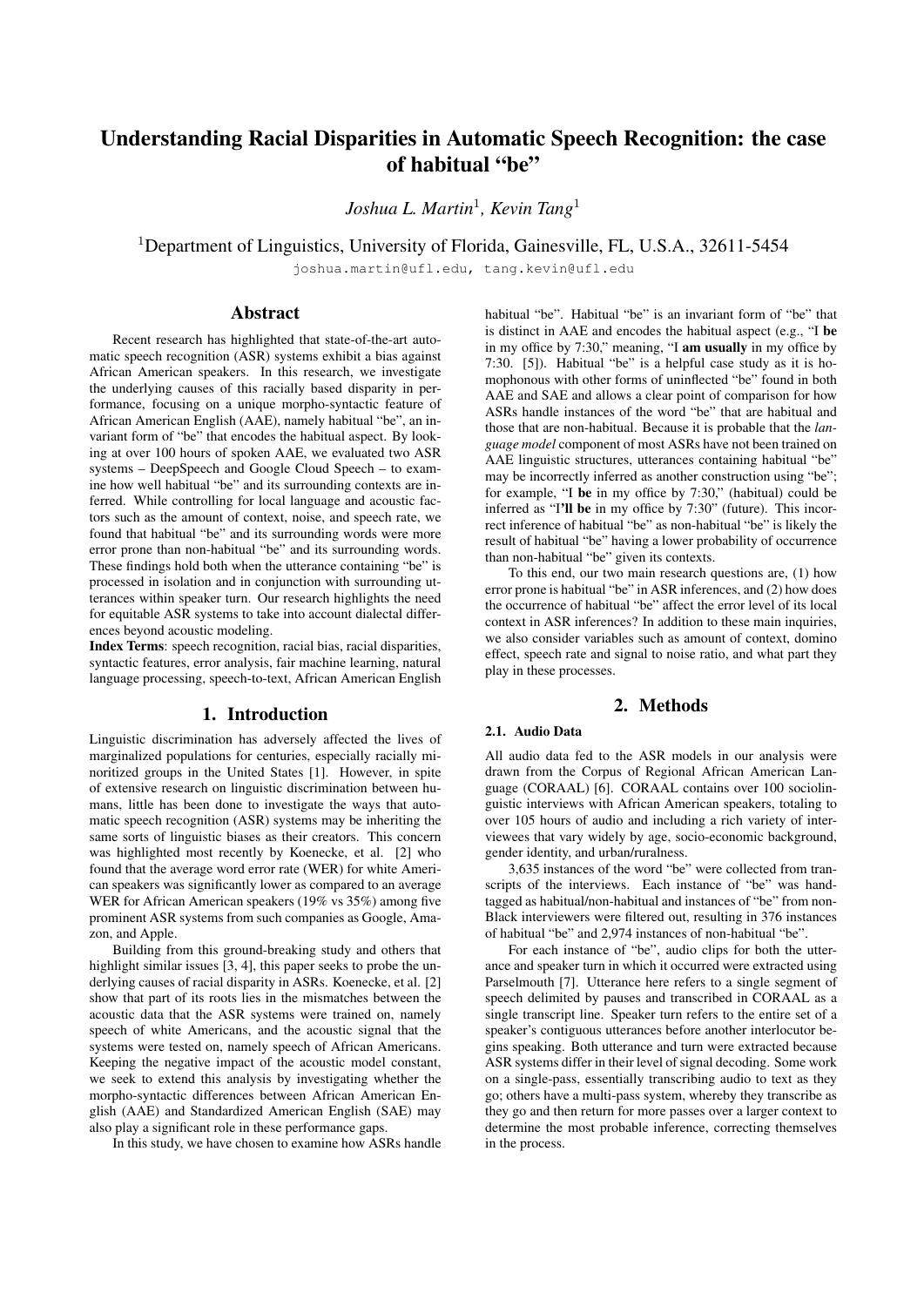# Understanding Racial Disparities in Automatic Speech Recognition: the case of habitual "be"

*Joshua L. Martin*[1], *Kevin Tang*[1]

[1]Department of Linguistics, University of Florida, Gainesville, FL, U.S.A., 32611-5454

joshua.martin@ufl.edu, tang.kevin@ufl.edu

## Abstract

Recent research has highlighted that state-of-the-art automatic speech recognition (ASR) systems exhibit a bias against African American speakers. In this research, we investigate the underlying causes of this racially based disparity in performance, focusing on a unique morpho-syntactic feature of African American English (AAE), namely habitual "be", an invariant form of "be" that encodes the habitual aspect. By looking at over 100 hours of spoken AAE, we evaluated two ASR systems – DeepSpeech and Google Cloud Speech – to examine how well habitual "be" and its surrounding contexts are inferred. While controlling for local language and acoustic factors such as the amount of context, noise, and speech rate, we found that habitual "be" and its surrounding words were more error prone than non-habitual "be" and its surrounding words. These findings hold both when the utterance containing "be" is processed in isolation and in conjunction with surrounding utterances within speaker turn. Our research highlights the need for equitable ASR systems to take into account dialectal differences beyond acoustic modeling.

**Index Terms**: speech recognition, racial bias, racial disparities, syntactic features, error analysis, fair machine learning, natural language processing, speech-to-text, African American English

## 1. Introduction

Linguistic discrimination has adversely affected the lives of marginalized populations for centuries, especially racially minoritized groups in the United States [1]. However, in spite of extensive research on linguistic discrimination between humans, little has been done to investigate the ways that automatic speech recognition (ASR) systems may be inheriting the same sorts of linguistic biases as their creators. This concern was highlighted most recently by Koenecke, et al. [2] who found that the average word error rate (WER) for white American speakers was significantly lower as compared to an average WER for African American speakers (19% vs 35%) among five prominent ASR systems from such companies as Google, Amazon, and Apple.

Building from this ground-breaking study and others that highlight similar issues [3, 4], this paper seeks to probe the underlying causes of racial disparity in ASRs. Koenecke, et al. [2] show that part of its roots lies in the mismatches between the acoustic data that the ASR systems were trained on, namely speech of white Americans, and the acoustic signal that the systems were tested on, namely speech of African Americans. Keeping the negative impact of the acoustic model constant, we seek to extend this analysis by investigating whether the morpho-syntactic differences between African American English (AAE) and Standardized American English (SAE) may also play a significant role in these performance gaps.

In this study, we have chosen to examine how ASRs handle habitual "be". Habitual "be" is an invariant form of "be" that is distinct in AAE and encodes the habitual aspect (e.g., "I **be** in my office by 7:30," meaning, "I **am usually** in my office by 7:30. [5]). Habitual "be" is a helpful case study as it is homophonous with other forms of uninflected "be" found in both AAE and SAE and allows a clear point of comparison for how ASRs handle instances of the word "be" that are habitual and those that are non-habitual. Because it is probable that the *language model* component of most ASRs have not been trained on AAE linguistic structures, utterances containing habitual "be" may be incorrectly inferred as another construction using "be"; for example, "I **be** in my office by 7:30," (habitual) could be inferred as "I**'ll be** in my office by 7:30" (future). This incorrect inference of habitual "be" as non-habitual "be" is likely the result of habitual "be" having a lower probability of occurrence than non-habitual "be" given its contexts.

To this end, our two main research questions are, (1) how error prone is habitual "be" in ASR inferences, and (2) how does the occurrence of habitual "be" affect the error level of its local context in ASR inferences? In addition to these main inquiries, we also consider variables such as amount of context, domino effect, speech rate and signal to noise ratio, and what part they play in these processes.

## 2. Methods

### 2.1. Audio Data

All audio data fed to the ASR models in our analysis were drawn from the Corpus of Regional African American Language (CORAAL) [6]. CORAAL contains over 100 sociolinguistic interviews with African American speakers, totaling to over 105 hours of audio and including a rich variety of interviewees that vary widely by age, socio-economic background, gender identity, and urban/ruralness.

3,635 instances of the word "be" were collected from transcripts of the interviews. Each instance of "be" was hand-tagged as habitual/non-habitual and instances of "be" from non-Black interviewers were filtered out, resulting in 376 instances of habitual "be" and 2,974 instances of non-habitual "be".

For each instance of "be", audio clips for both the utterance and speaker turn in which it occurred were extracted using Parselmouth [7]. Utterance here refers to a single segment of speech delimited by pauses and transcribed in CORAAL as a single transcript line. Speaker turn refers to the entire set of a speaker's contiguous utterances before another interlocutor begins speaking. Both utterance and turn were extracted because ASR systems differ in their level of signal decoding. Some work on a single-pass, essentially transcribing audio to text as they go; others have a multi-pass system, whereby they transcribe as they go and then return for more passes over a larger context to determine the most probable inference, correcting themselves in the process.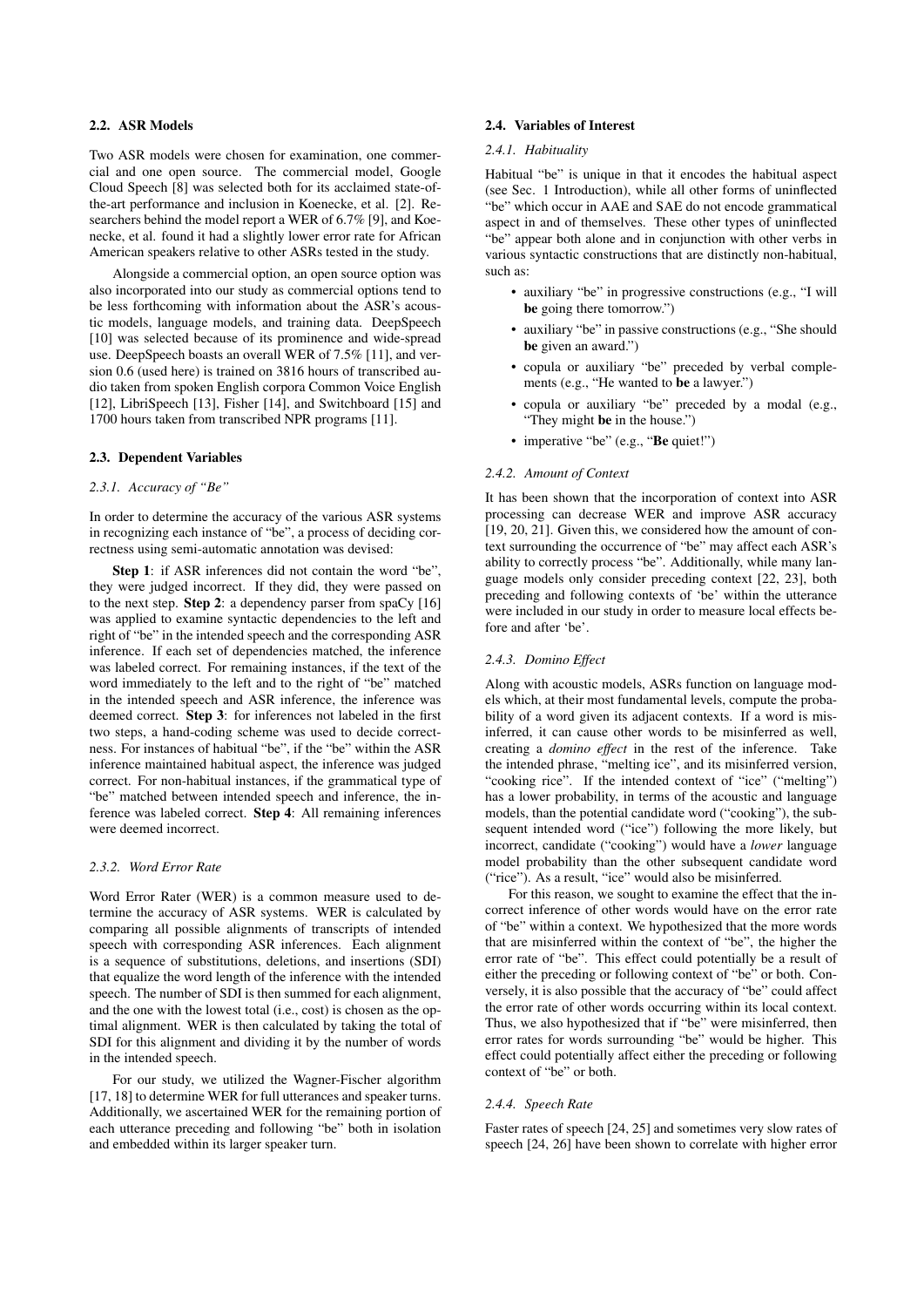### 2.2. ASR Models

Two ASR models were chosen for examination, one commercial and one open source. The commercial model, Google Cloud Speech [8] was selected both for its acclaimed state-of-the-art performance and inclusion in Koenecke, et al. [2]. Researchers behind the model report a WER of 6.7% [9], and Koenecke, et al. found it had a slightly lower error rate for African American speakers relative to other ASRs tested in the study.

Alongside a commercial option, an open source option was also incorporated into our study as commercial options tend to be less forthcoming with information about the ASR's acoustic models, language models, and training data. DeepSpeech [10] was selected because of its prominence and wide-spread use. DeepSpeech boasts an overall WER of 7.5% [11], and version 0.6 (used here) is trained on 3816 hours of transcribed audio taken from spoken English corpora Common Voice English [12], LibriSpeech [13], Fisher [14], and Switchboard [15] and 1700 hours taken from transcribed NPR programs [11].

### 2.3. Dependent Variables

#### 2.3.1. Accuracy of "Be"

In order to determine the accuracy of the various ASR systems in recognizing each instance of "be", a process of deciding correctness using semi-automatic annotation was devised:

**Step 1**: if ASR inferences did not contain the word "be", they were judged incorrect. If they did, they were passed on to the next step. **Step 2**: a dependency parser from spaCy [16] was applied to examine syntactic dependencies to the left and right of "be" in the intended speech and the corresponding ASR inference. If each set of dependencies matched, the inference was labeled correct. For remaining instances, if the text of the word immediately to the left and to the right of "be" matched in the intended speech and ASR inference, the inference was deemed correct. **Step 3**: for inferences not labeled in the first two steps, a hand-coding scheme was used to decide correctness. For instances of habitual "be", if the "be" within the ASR inference maintained habitual aspect, the inference was judged correct. For non-habitual instances, if the grammatical type of "be" matched between intended speech and inference, the inference was labeled correct. **Step 4**: All remaining inferences were deemed incorrect.

#### 2.3.2. Word Error Rate

Word Error Rater (WER) is a common measure used to determine the accuracy of ASR systems. WER is calculated by comparing all possible alignments of transcripts of intended speech with corresponding ASR inferences. Each alignment is a sequence of substitutions, deletions, and insertions (SDI) that equalize the word length of the inference with the intended speech. The number of SDI is then summed for each alignment, and the one with the lowest total (i.e., cost) is chosen as the optimal alignment. WER is then calculated by taking the total of SDI for this alignment and dividing it by the number of words in the intended speech.

For our study, we utilized the Wagner-Fischer algorithm [17, 18] to determine WER for full utterances and speaker turns. Additionally, we ascertained WER for the remaining portion of each utterance preceding and following "be" both in isolation and embedded within its larger speaker turn.

### 2.4. Variables of Interest

#### 2.4.1. Habituality

Habitual "be" is unique in that it encodes the habitual aspect (see Sec. 1 Introduction), while all other forms of uninflected "be" which occur in AAE and SAE do not encode grammatical aspect in and of themselves. These other types of uninflected "be" appear both alone and in conjunction with other verbs in various syntactic constructions that are distinctly non-habitual, such as:

- auxiliary "be" in progressive constructions (e.g., "I will **be** going there tomorrow.")
- auxiliary "be" in passive constructions (e.g., "She should **be** given an award.")
- copula or auxiliary "be" preceded by verbal complements (e.g., "He wanted to **be** a lawyer.")
- copula or auxiliary "be" preceded by a modal (e.g., "They might **be** in the house.")
- imperative "be" (e.g., "**Be** quiet!")

#### 2.4.2. Amount of Context

It has been shown that the incorporation of context into ASR processing can decrease WER and improve ASR accuracy [19, 20, 21]. Given this, we considered how the amount of context surrounding the occurrence of "be" may affect each ASR's ability to correctly process "be". Additionally, while many language models only consider preceding context [22, 23], both preceding and following contexts of 'be' within the utterance were included in our study in order to measure local effects before and after 'be'.

#### 2.4.3. Domino Effect

Along with acoustic models, ASRs function on language models which, at their most fundamental levels, compute the probability of a word given its adjacent contexts. If a word is misinferred, it can cause other words to be misinferred as well, creating a *domino effect* in the rest of the inference. Take the intended phrase, "melting ice", and its misinferred version, "cooking rice". If the intended context of "ice" ("melting") has a lower probability, in terms of the acoustic and language models, than the potential candidate word ("cooking"), the subsequent intended word ("ice") following the more likely, but incorrect, candidate ("cooking") would have a *lower* language model probability than the other subsequent candidate word ("rice"). As a result, "ice" would also be misinferred.

For this reason, we sought to examine the effect that the incorrect inference of other words would have on the error rate of "be" within a context. We hypothesized that the more words that are misinferred within the context of "be", the higher the error rate of "be". This effect could potentially be a result of either the preceding or following context of "be" or both. Conversely, it is also possible that the accuracy of "be" could affect the error rate of other words occurring within its local context. Thus, we also hypothesized that if "be" were misinferred, then error rates for words surrounding "be" would be higher. This effect could potentially affect either the preceding or following context of "be" or both.

#### 2.4.4. Speech Rate

Faster rates of speech [24, 25] and sometimes very slow rates of speech [24, 26] have been shown to correlate with higher error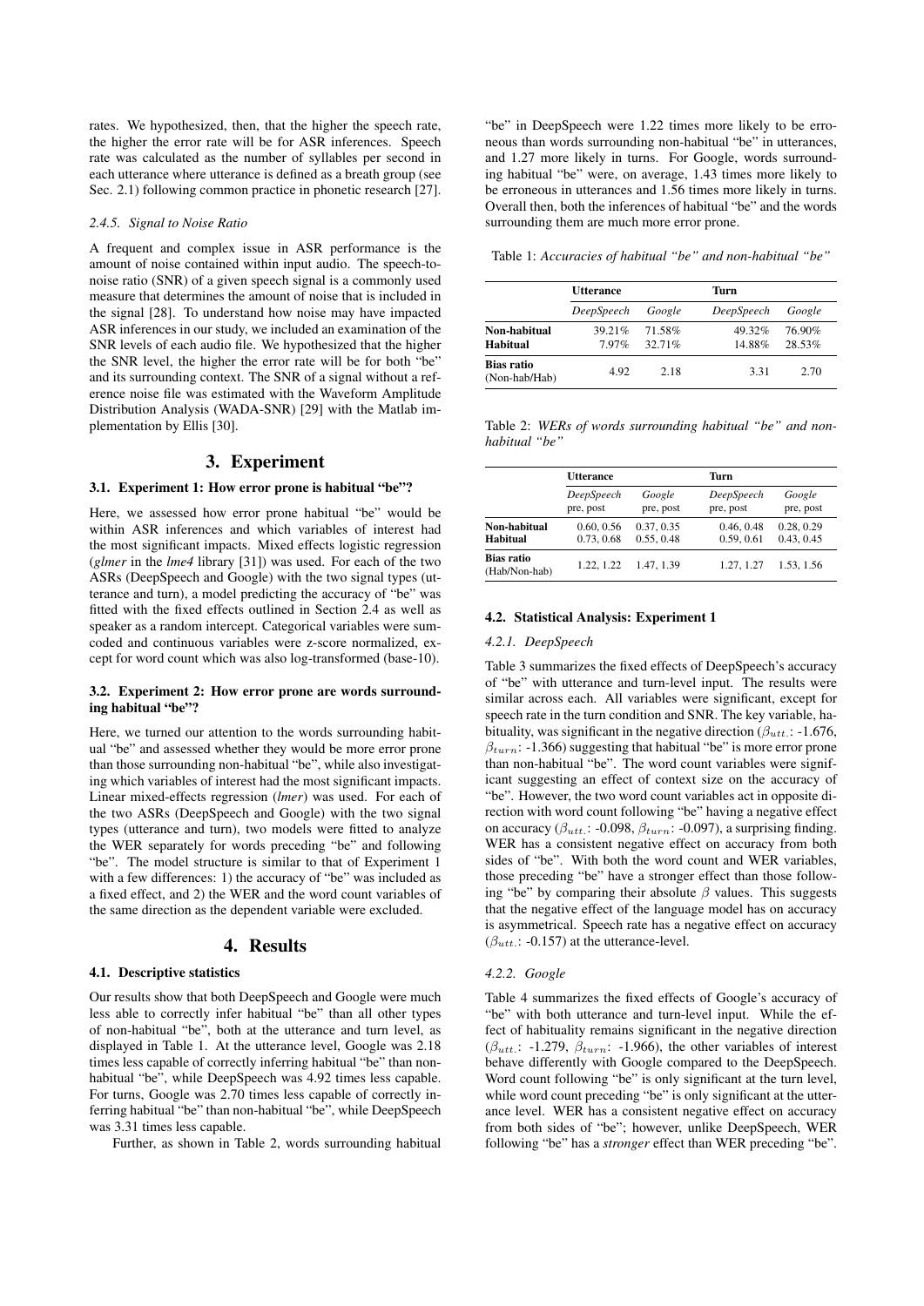rates. We hypothesized, then, that the higher the speech rate, the higher the error rate will be for ASR inferences. Speech rate was calculated as the number of syllables per second in each utterance where utterance is defined as a breath group (see Sec. 2.1) following common practice in phonetic research [27].

#### 2.4.5. Signal to Noise Ratio

A frequent and complex issue in ASR performance is the amount of noise contained within input audio. The speech-to-noise ratio (SNR) of a given speech signal is a commonly used measure that determines the amount of noise that is included in the signal [28]. To understand how noise may have impacted ASR inferences in our study, we included an examination of the SNR levels of each audio file. We hypothesized that the higher the SNR level, the higher the error rate will be for both "be" and its surrounding context. The SNR of a signal without a reference noise file was estimated with the Waveform Amplitude Distribution Analysis (WADA-SNR) [29] with the Matlab implementation by Ellis [30].

## 3. Experiment

### 3.1. Experiment 1: How error prone is habitual "be"?

Here, we assessed how error prone habitual "be" would be within ASR inferences and which variables of interest had the most significant impacts. Mixed effects logistic regression (*glmer* in the *lme4* library [31]) was used. For each of the two ASRs (DeepSpeech and Google) with the two signal types (utterance and turn), a model predicting the accuracy of "be" was fitted with the fixed effects outlined in Section 2.4 as well as speaker as a random intercept. Categorical variables were sum-coded and continuous variables were z-score normalized, except for word count which was also log-transformed (base-10).

### 3.2. Experiment 2: How error prone are words surrounding habitual "be"?

Here, we turned our attention to the words surrounding habitual "be" and assessed whether they would be more error prone than those surrounding non-habitual "be", while also investigating which variables of interest had the most significant impacts. Linear mixed-effects regression (*lmer*) was used. For each of the two ASRs (DeepSpeech and Google) with the two signal types (utterance and turn), two models were fitted to analyze the WER separately for words preceding "be" and following "be". The model structure is similar to that of Experiment 1 with a few differences: 1) the accuracy of "be" was included as a fixed effect, and 2) the WER and the word count variables of the same direction as the dependent variable were excluded.

## 4. Results

### 4.1. Descriptive statistics

Our results show that both DeepSpeech and Google were much less able to correctly infer habitual "be" than all other types of non-habitual "be", both at the utterance and turn level, as displayed in Table 1. At the utterance level, Google was 2.18 times less capable of correctly inferring habitual "be" than non-habitual "be", while DeepSpeech was 4.92 times less capable. For turns, Google was 2.70 times less capable of correctly inferring habitual "be" than non-habitual "be", while DeepSpeech was 3.31 times less capable.

Further, as shown in Table 2, words surrounding habitual "be" in DeepSpeech were 1.22 times more likely to be erroneous than words surrounding non-habitual "be" in utterances, and 1.27 more likely in turns. For Google, words surrounding habitual "be" were, on average, 1.43 times more likely to be erroneous in utterances and 1.56 times more likely in turns. Overall then, both the inferences of habitual "be" and the words surrounding them are much more error prone.

Table 1: *Accuracies of habitual "be" and non-habitual "be"*

| | **Utterance** | | **Turn** | |
|---|---|---|---|---|
| | *DeepSpeech* | *Google* | *DeepSpeech* | *Google* |
| **Non-habitual** | 39.21% | 71.58% | 49.32% | 76.90% |
| **Habitual** | 7.97% | 32.71% | 14.88% | 28.53% |
| **Bias ratio** (Non-hab/Hab) | 4.92 | 2.18 | 3.31 | 2.70 |

Table 2: *WERs of words surrounding habitual "be" and non-habitual "be"*

| | **Utterance** | | **Turn** | |
|---|---|---|---|---|
| | *DeepSpeech* pre, post | *Google* pre, post | *DeepSpeech* pre, post | *Google* pre, post |
| **Non-habitual** | 0.60, 0.56 | 0.37, 0.35 | 0.46, 0.48 | 0.28, 0.29 |
| **Habitual** | 0.73, 0.68 | 0.55, 0.48 | 0.59, 0.61 | 0.43, 0.45 |
| **Bias ratio** (Hab/Non-hab) | 1.22, 1.22 | 1.47, 1.39 | 1.27, 1.27 | 1.53, 1.56 |

### 4.2. Statistical Analysis: Experiment 1

#### 4.2.1. DeepSpeech

Table 3 summarizes the fixed effects of DeepSpeech's accuracy of "be" with utterance and turn-level input. The results were similar across each. All variables were significant, except for speech rate in the turn condition and SNR. The key variable, habituality, was significant in the negative direction ($\beta_{utt.}$: -1.676, $\beta_{turn}$: -1.366) suggesting that habitual "be" is more error prone than non-habitual "be". The word count variables were significant suggesting an effect of context size on the accuracy of "be". However, the two word count variables act in opposite direction with word count following "be" having a negative effect on accuracy ($\beta_{utt.}$: -0.098, $\beta_{turn}$: -0.097), a surprising finding. WER has a consistent negative effect on accuracy from both sides of "be". With both the word count and WER variables, those preceding "be" have a stronger effect than those following "be" by comparing their absolute $\beta$ values. This suggests that the negative effect of the language model has on accuracy is asymmetrical. Speech rate has a negative effect on accuracy ($\beta_{utt.}$: -0.157) at the utterance-level.

#### 4.2.2. Google

Table 4 summarizes the fixed effects of Google's accuracy of "be" with both utterance and turn-level input. While the effect of habituality remains significant in the negative direction ($\beta_{utt.}$: -1.279, $\beta_{turn}$: -1.966), the other variables of interest behave differently with Google compared to the DeepSpeech. Word count following "be" is only significant at the turn level, while word count preceding "be" is only significant at the utterance level. WER has a consistent negative effect on accuracy from both sides of "be"; however, unlike DeepSpeech, WER following "be" has a *stronger* effect than WER preceding "be".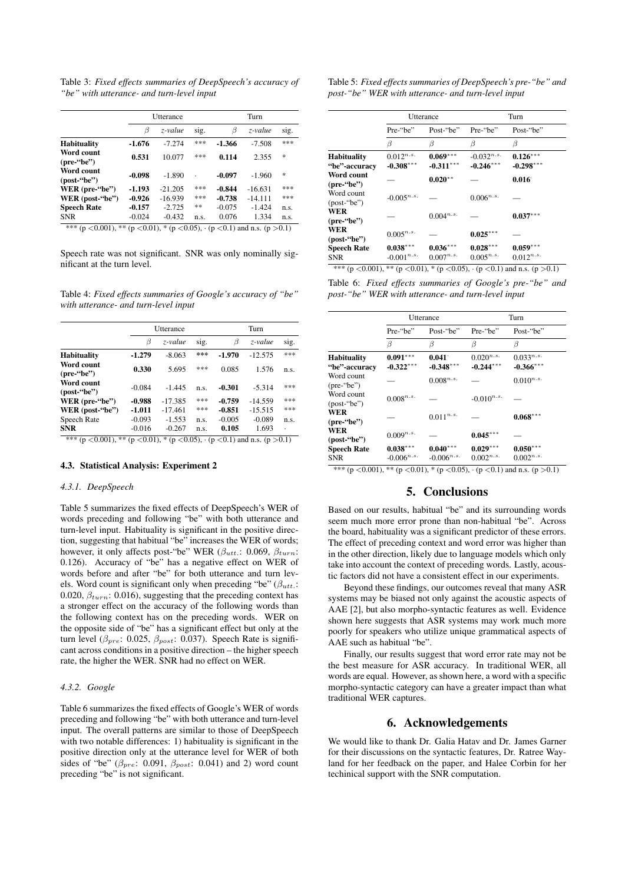Table 3: *Fixed effects summaries of DeepSpeech's accuracy of "be" with utterance- and turn-level input*

| | Utterance | | | Turn | | |
|---|---|---|---|---|---|---|
| | $\beta$ | *z-value* | sig. | $\beta$ | *z-value* | sig. |
| **Habituality** | **-1.676** | -7.274 | *** | **-1.366** | -7.508 | *** |
| **Word count (pre-"be")** | **0.531** | 10.077 | *** | **0.114** | 2.355 | * |
| **Word count (post-"be")** | **-0.098** | -1.890 | · | **-0.097** | -1.960 | * |
| **WER (pre-"be")** | **-1.193** | -21.205 | *** | **-0.844** | -16.631 | *** |
| **WER (post-"be")** | **-0.926** | -16.939 | *** | **-0.738** | -14.111 | *** |
| **Speech Rate** | **-0.157** | -2.725 | ** | -0.075 | -1.424 | n.s. |
| SNR | -0.024 | -0.432 | n.s. | 0.076 | 1.334 | n.s. |

*** ($p < 0.001$), ** ($p < 0.01$), * ($p < 0.05$), · ($p < 0.1$) and n.s. ($p > 0.1$)

Speech rate was not significant. SNR was only nominally significant at the turn level.

Table 4: *Fixed effects summaries of Google's accuracy of "be" with utterance- and turn-level input*

| | Utterance | | | Turn | | |
|---|---|---|---|---|---|---|
| | $\beta$ | *z-value* | sig. | $\beta$ | *z-value* | sig. |
| **Habituality** | **-1.279** | -8.063 | *** | **-1.970** | -12.575 | *** |
| **Word count (pre-"be")** | **0.330** | 5.695 | *** | 0.085 | 1.576 | n.s. |
| **Word count (post-"be")** | -0.084 | -1.445 | n.s. | **-0.301** | -5.314 | *** |
| **WER (pre-"be")** | **-0.988** | -17.385 | *** | **-0.759** | -14.559 | *** |
| **WER (post-"be")** | **-1.011** | -17.461 | *** | **-0.851** | -15.515 | *** |
| Speech Rate | -0.093 | -1.553 | n.s. | -0.005 | -0.089 | n.s. |
| **SNR** | -0.016 | -0.267 | n.s. | **0.105** | 1.693 | · |

*** ($p < 0.001$), ** ($p < 0.01$), * ($p < 0.05$), · ($p < 0.1$) and n.s. ($p > 0.1$)

### 4.3. Statistical Analysis: Experiment 2

#### *4.3.1. DeepSpeech*

Table 5 summarizes the fixed effects of DeepSpeech's WER of words preceding and following "be" with both utterance and turn-level input. Habituality is significant in the positive direction, suggesting that habitual "be" increases the WER of words; however, it only affects post-"be" WER ($\beta_{utt.}$: 0.069, $\beta_{turn}$: 0.126). Accuracy of "be" has a negative effect on WER of words before and after "be" for both utterance and turn levels. Word count is significant only when preceding "be" ($\beta_{utt.}$: 0.020, $\beta_{turn}$: 0.016), suggesting that the preceding context has a stronger effect on the accuracy of the following words than the following context has on the preceding words. WER on the opposite side of "be" has a significant effect but only at the turn level ($\beta_{pre}$: 0.025, $\beta_{post}$: 0.037). Speech Rate is significant across conditions in a positive direction – the higher speech rate, the higher the WER. SNR had no effect on WER.

#### *4.3.2. Google*

Table 6 summarizes the fixed effects of Google's WER of words preceding and following "be" with both utterance and turn-level input. The overall patterns are similar to those of DeepSpeech with two notable differences: 1) habituality is significant in the positive direction only at the utterance level for WER of both sides of "be" ($\beta_{pre}$: 0.091, $\beta_{post}$: 0.041) and 2) word count preceding "be" is not significant.

Table 5: *Fixed effects summaries of DeepSpeech's pre-"be" and post-"be" WER with utterance- and turn-level input*

| | Utterance | | Turn | |
|---|---|---|---|---|
| | Pre-"be" | Post-"be" | Pre-"be" | Post-"be" |
| | $\beta$ | $\beta$ | $\beta$ | $\beta$ |
| **Habituality** | $0.012^{n.s.}$ | $\mathbf{0.069}^{***}$ | $-0.032^{n.s.}$ | $\mathbf{0.126}^{***}$ |
| **"be"-accuracy** | $\mathbf{-0.308}^{***}$ | $\mathbf{-0.311}^{***}$ | $\mathbf{-0.246}^{***}$ | $\mathbf{-0.298}^{***}$ |
| **Word count (pre-"be")** | — | $\mathbf{0.020}^{**}$ | — | $\mathbf{0.016}^{\cdot}$ |
| Word count (post-"be") | $-0.005^{n.s.}$ | — | $0.006^{n.s.}$ | — |
| **WER (pre-"be")** | — | $0.004^{n.s.}$ | — | $\mathbf{0.037}^{***}$ |
| **WER (post-"be")** | $0.005^{n.s.}$ | — | $\mathbf{0.025}^{***}$ | — |
| **Speech Rate** | $\mathbf{0.038}^{***}$ | $\mathbf{0.036}^{***}$ | $\mathbf{0.028}^{***}$ | $\mathbf{0.059}^{***}$ |
| SNR | $-0.001^{n.s.}$ | $0.007^{n.s.}$ | $0.005^{n.s.}$ | $0.012^{n.s.}$ |

*** ($p < 0.001$), ** ($p < 0.01$), * ($p < 0.05$), · ($p < 0.1$) and n.s. ($p > 0.1$)

Table 6: *Fixed effects summaries of Google's pre-"be" and post-"be" WER with utterance- and turn-level input*

| | Utterance | | Turn | |
|---|---|---|---|---|
| | Pre-"be" | Post-"be" | Pre-"be" | Post-"be" |
| | $\beta$ | $\beta$ | $\beta$ | $\beta$ |
| **Habituality** | $\mathbf{0.091}^{***}$ | $\mathbf{0.041}^{\cdot}$ | $0.020^{n.s.}$ | $0.033^{n.s.}$ |
| **"be"-accuracy** | $\mathbf{-0.322}^{***}$ | $\mathbf{-0.348}^{***}$ | $\mathbf{-0.244}^{***}$ | $\mathbf{-0.366}^{***}$ |
| Word count (pre-"be") | — | $0.008^{n.s.}$ | — | $0.010^{n.s.}$ |
| Word count (post-"be") | $0.008^{n.s.}$ | — | $-0.010^{n.s.}$ | — |
| **WER (pre-"be")** | — | $0.011^{n.s.}$ | — | $\mathbf{0.068}^{***}$ |
| **WER (post-"be")** | $0.009^{n.s.}$ | — | $\mathbf{0.045}^{***}$ | — |
| **Speech Rate** | $\mathbf{0.038}^{***}$ | $\mathbf{0.040}^{***}$ | $\mathbf{0.029}^{***}$ | $\mathbf{0.050}^{***}$ |
| SNR | $-0.006^{n.s.}$ | $-0.006^{n.s.}$ | $0.002^{n.s.}$ | $0.002^{n.s.}$ |

*** ($p < 0.001$), ** ($p < 0.01$), * ($p < 0.05$), · ($p < 0.1$) and n.s. ($p > 0.1$)

## 5. Conclusions

Based on our results, habitual "be" and its surrounding words seem much more error prone than non-habitual "be". Across the board, habituality was a significant predictor of these errors. The effect of preceding context and word error was higher than in the other direction, likely due to language models which only take into account the context of preceding words. Lastly, acoustic factors did not have a consistent effect in our experiments.

Beyond these findings, our outcomes reveal that many ASR systems may be biased not only against the acoustic aspects of AAE [2], but also morpho-syntactic features as well. Evidence shown here suggests that ASR systems may work much more poorly for speakers who utilize unique grammatical aspects of AAE such as habitual "be".

Finally, our results suggest that word error rate may not be the best measure for ASR accuracy. In traditional WER, all words are equal. However, as shown here, a word with a specific morpho-syntactic category can have a greater impact than what traditional WER captures.

## 6. Acknowledgements

We would like to thank Dr. Galia Hatav and Dr. James Garner for their discussions on the syntactic features, Dr. Ratree Wayland for her feedback on the paper, and Halee Corbin for her techinical support with the SNR computation.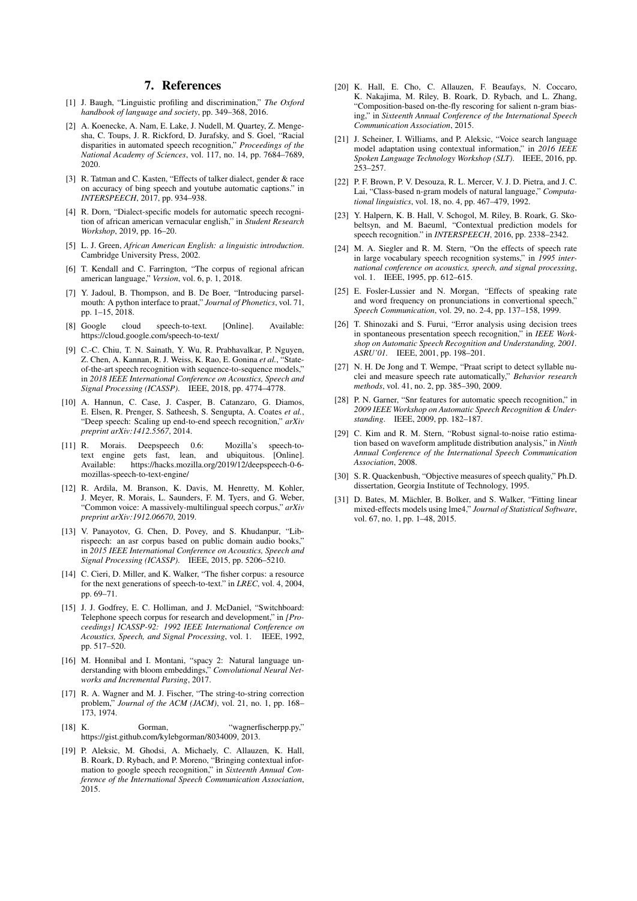## 7. References

[1] J. Baugh, "Linguistic profiling and discrimination," *The Oxford handbook of language and society*, pp. 349–368, 2016.

[2] A. Koenecke, A. Nam, E. Lake, J. Nudell, M. Quartey, Z. Mengesha, C. Toups, J. R. Rickford, D. Jurafsky, and S. Goel, "Racial disparities in automated speech recognition," *Proceedings of the National Academy of Sciences*, vol. 117, no. 14, pp. 7684–7689, 2020.

[3] R. Tatman and C. Kasten, "Effects of talker dialect, gender & race on accuracy of bing speech and youtube automatic captions." in *INTERSPEECH*, 2017, pp. 934–938.

[4] R. Dorn, "Dialect-specific models for automatic speech recognition of african american vernacular english," in *Student Research Workshop*, 2019, pp. 16–20.

[5] L. J. Green, *African American English: a linguistic introduction*. Cambridge University Press, 2002.

[6] T. Kendall and C. Farrington, "The corpus of regional african american language," *Version*, vol. 6, p. 1, 2018.

[7] Y. Jadoul, B. Thompson, and B. De Boer, "Introducing parselmouth: A python interface to praat," *Journal of Phonetics*, vol. 71, pp. 1–15, 2018.

[8] Google cloud speech-to-text. [Online]. Available: https://cloud.google.com/speech-to-text/

[9] C.-C. Chiu, T. N. Sainath, Y. Wu, R. Prabhavalkar, P. Nguyen, Z. Chen, A. Kannan, R. J. Weiss, K. Rao, E. Gonina *et al.*, "State-of-the-art speech recognition with sequence-to-sequence models," in *2018 IEEE International Conference on Acoustics, Speech and Signal Processing (ICASSP)*. IEEE, 2018, pp. 4774–4778.

[10] A. Hannun, C. Case, J. Casper, B. Catanzaro, G. Diamos, E. Elsen, R. Prenger, S. Satheesh, S. Sengupta, A. Coates *et al.*, "Deep speech: Scaling up end-to-end speech recognition," *arXiv preprint arXiv:1412.5567*, 2014.

[11] R. Morais. Deepspeech 0.6: Mozilla's speech-to-text engine gets fast, lean, and ubiquitous. [Online]. Available: https://hacks.mozilla.org/2019/12/deepspeech-0-6-mozillas-speech-to-text-engine/

[12] R. Ardila, M. Branson, K. Davis, M. Henretty, M. Kohler, J. Meyer, R. Morais, L. Saunders, F. M. Tyers, and G. Weber, "Common voice: A massively-multilingual speech corpus," *arXiv preprint arXiv:1912.06670*, 2019.

[13] V. Panayotov, G. Chen, D. Povey, and S. Khudanpur, "Librispeech: an asr corpus based on public domain audio books," in *2015 IEEE International Conference on Acoustics, Speech and Signal Processing (ICASSP)*. IEEE, 2015, pp. 5206–5210.

[14] C. Cieri, D. Miller, and K. Walker, "The fisher corpus: a resource for the next generations of speech-to-text." in *LREC*, vol. 4, 2004, pp. 69–71.

[15] J. J. Godfrey, E. C. Holliman, and J. McDaniel, "Switchboard: Telephone speech corpus for research and development," in *[Proceedings] ICASSP-92: 1992 IEEE International Conference on Acoustics, Speech, and Signal Processing*, vol. 1. IEEE, 1992, pp. 517–520.

[16] M. Honnibal and I. Montani, "spacy 2: Natural language understanding with bloom embeddings," *Convolutional Neural Networks and Incremental Parsing*, 2017.

[17] R. A. Wagner and M. J. Fischer, "The string-to-string correction problem," *Journal of the ACM (JACM)*, vol. 21, no. 1, pp. 168–173, 1974.

[18] K. Gorman, "wagnerfischerpp.py," https://gist.github.com/kylebgorman/8034009, 2013.

[19] P. Aleksic, M. Ghodsi, A. Michaely, C. Allauzen, K. Hall, B. Roark, D. Rybach, and P. Moreno, "Bringing contextual information to google speech recognition," in *Sixteenth Annual Conference of the International Speech Communication Association*, 2015.

[20] K. Hall, E. Cho, C. Allauzen, F. Beaufays, N. Coccaro, K. Nakajima, M. Riley, B. Roark, D. Rybach, and L. Zhang, "Composition-based on-the-fly rescoring for salient n-gram biasing," in *Sixteenth Annual Conference of the International Speech Communication Association*, 2015.

[21] J. Scheiner, I. Williams, and P. Aleksic, "Voice search language model adaptation using contextual information," in *2016 IEEE Spoken Language Technology Workshop (SLT)*. IEEE, 2016, pp. 253–257.

[22] P. F. Brown, P. V. Desouza, R. L. Mercer, V. J. D. Pietra, and J. C. Lai, "Class-based n-gram models of natural language," *Computational linguistics*, vol. 18, no. 4, pp. 467–479, 1992.

[23] Y. Halpern, K. B. Hall, V. Schogol, M. Riley, B. Roark, G. Skobeltsyn, and M. Baeuml, "Contextual prediction models for speech recognition." in *INTERSPEECH*, 2016, pp. 2338–2342.

[24] M. A. Siegler and R. M. Stern, "On the effects of speech rate in large vocabulary speech recognition systems," in *1995 international conference on acoustics, speech, and signal processing*, vol. 1. IEEE, 1995, pp. 612–615.

[25] E. Fosler-Lussier and N. Morgan, "Effects of speaking rate and word frequency on pronunciations in convertional speech," *Speech Communication*, vol. 29, no. 2-4, pp. 137–158, 1999.

[26] T. Shinozaki and S. Furui, "Error analysis using decision trees in spontaneous presentation speech recognition," in *IEEE Workshop on Automatic Speech Recognition and Understanding, 2001. ASRU'01.* IEEE, 2001, pp. 198–201.

[27] N. H. De Jong and T. Wempe, "Praat script to detect syllable nuclei and measure speech rate automatically," *Behavior research methods*, vol. 41, no. 2, pp. 385–390, 2009.

[28] P. N. Garner, "Snr features for automatic speech recognition," in *2009 IEEE Workshop on Automatic Speech Recognition & Understanding*. IEEE, 2009, pp. 182–187.

[29] C. Kim and R. M. Stern, "Robust signal-to-noise ratio estimation based on waveform amplitude distribution analysis," in *Ninth Annual Conference of the International Speech Communication Association*, 2008.

[30] S. R. Quackenbush, "Objective measures of speech quality," Ph.D. dissertation, Georgia Institute of Technology, 1995.

[31] D. Bates, M. Mächler, B. Bolker, and S. Walker, "Fitting linear mixed-effects models using lme4," *Journal of Statistical Software*, vol. 67, no. 1, pp. 1–48, 2015.